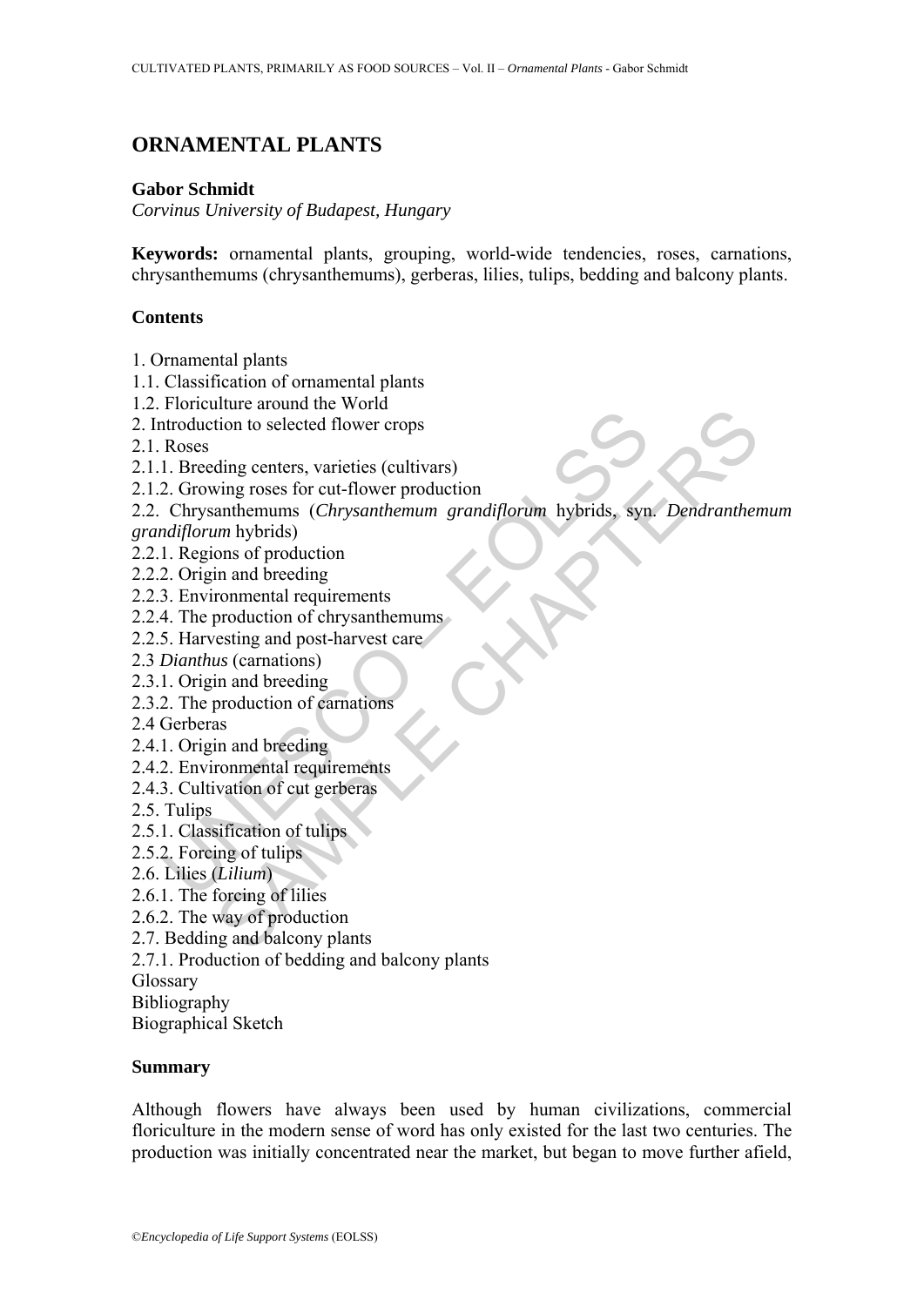# ORNAMENTAL PLANTS

**Gabor Schmidt**

*Corvinus University of Budapest, Hungary*

**Keywords:** ornamental plants, grouping, world-wide tendencies, roses, carnations, chrysanthemums (chrysanthemums), gerberas, lilies, tulips, bedding and balcony plants.

## Contents

1. Ornamental plants
1.1. Classification of ornamental plants
1.2. Floriculture around the World
2. Introduction to selected flower crops
2.1. Roses
2.1.1. Breeding centers, varieties (cultivars)
2.1.2. Growing roses for cut-flower production
2.2. Chrysanthemums (*Chrysanthemum grandiflorum* hybrids, syn. *Dendranthemum grandiflorum* hybrids)
2.2.1. Regions of production
2.2.2. Origin and breeding
2.2.3. Environmental requirements
2.2.4. The production of chrysanthemums
2.2.5. Harvesting and post-harvest care
2.3 *Dianthus* (carnations)
2.3.1. Origin and breeding
2.3.2. The production of carnations
2.4 Gerberas
2.4.1. Origin and breeding
2.4.2. Environmental requirements
2.4.3. Cultivation of cut gerberas
2.5. Tulips
2.5.1. Classification of tulips
2.5.2. Forcing of tulips
2.6. Lilies (*Lilium*)
2.6.1. The forcing of lilies
2.6.2. The way of production
2.7. Bedding and balcony plants
2.7.1. Production of bedding and balcony plants
Glossary
Bibliography
Biographical Sketch

## Summary

Although flowers have always been used by human civilizations, commercial floriculture in the modern sense of word has only existed for the last two centuries. The production was initially concentrated near the market, but began to move further afield,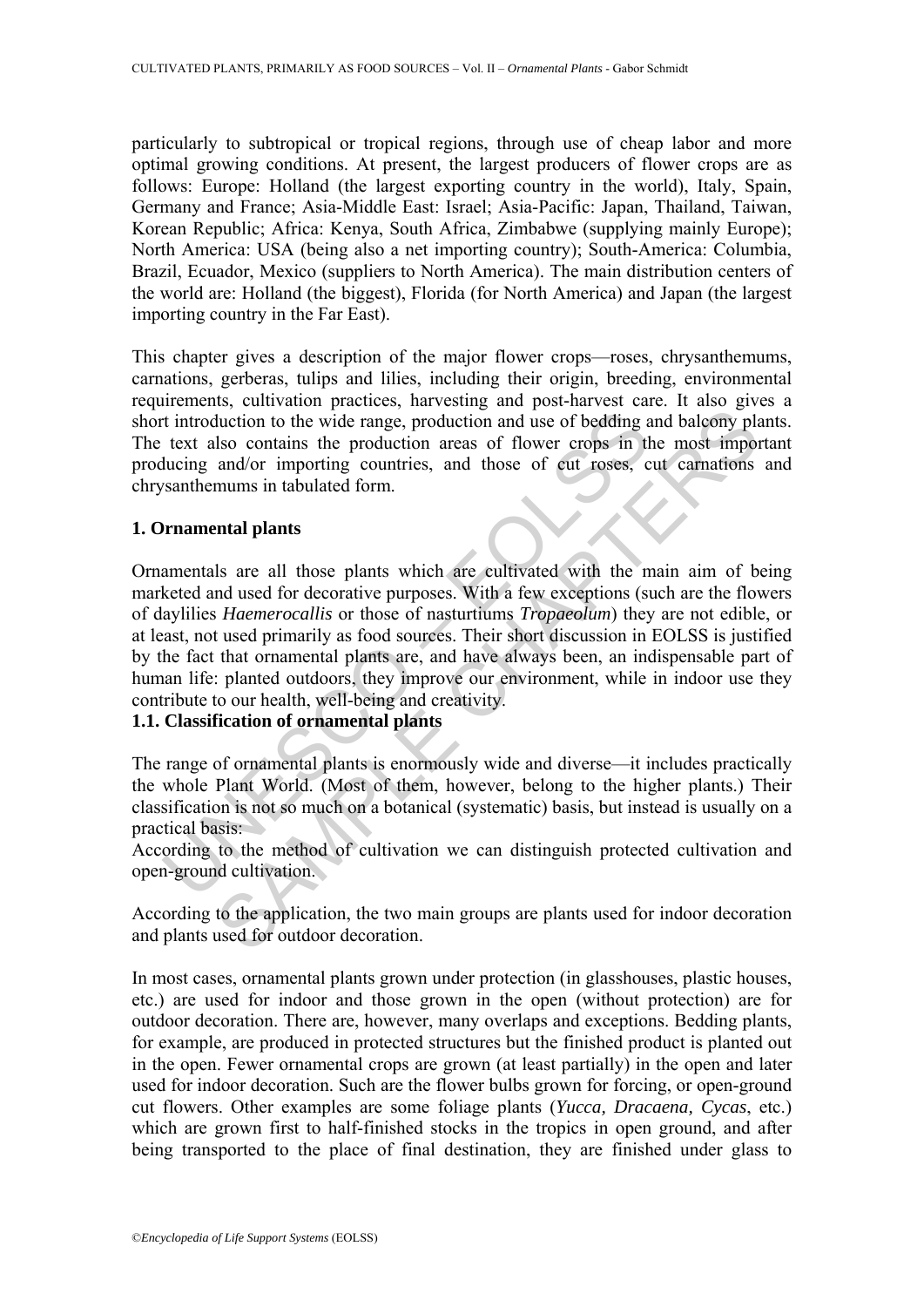particularly to subtropical or tropical regions, through use of cheap labor and more optimal growing conditions. At present, the largest producers of flower crops are as follows: Europe: Holland (the largest exporting country in the world), Italy, Spain, Germany and France; Asia-Middle East: Israel; Asia-Pacific: Japan, Thailand, Taiwan, Korean Republic; Africa: Kenya, South Africa, Zimbabwe (supplying mainly Europe); North America: USA (being also a net importing country); South-America: Columbia, Brazil, Ecuador, Mexico (suppliers to North America). The main distribution centers of the world are: Holland (the biggest), Florida (for North America) and Japan (the largest importing country in the Far East).

This chapter gives a description of the major flower crops—roses, chrysanthemums, carnations, gerberas, tulips and lilies, including their origin, breeding, environmental requirements, cultivation practices, harvesting and post-harvest care. It also gives a short introduction to the wide range, production and use of bedding and balcony plants. The text also contains the production areas of flower crops in the most important producing and/or importing countries, and those of cut roses, cut carnations and chrysanthemums in tabulated form.

## 1. Ornamental plants

Ornamentals are all those plants which are cultivated with the main aim of being marketed and used for decorative purposes. With a few exceptions (such are the flowers of daylilies *Haemerocallis* or those of nasturtiums *Tropaeolum*) they are not edible, or at least, not used primarily as food sources. Their short discussion in EOLSS is justified by the fact that ornamental plants are, and have always been, an indispensable part of human life: planted outdoors, they improve our environment, while in indoor use they contribute to our health, well-being and creativity.

### 1.1. Classification of ornamental plants

The range of ornamental plants is enormously wide and diverse—it includes practically the whole Plant World. (Most of them, however, belong to the higher plants.) Their classification is not so much on a botanical (systematic) basis, but instead is usually on a practical basis:

According to the method of cultivation we can distinguish protected cultivation and open-ground cultivation.

According to the application, the two main groups are plants used for indoor decoration and plants used for outdoor decoration.

In most cases, ornamental plants grown under protection (in glasshouses, plastic houses, etc.) are used for indoor and those grown in the open (without protection) are for outdoor decoration. There are, however, many overlaps and exceptions. Bedding plants, for example, are produced in protected structures but the finished product is planted out in the open. Fewer ornamental crops are grown (at least partially) in the open and later used for indoor decoration. Such are the flower bulbs grown for forcing, or open-ground cut flowers. Other examples are some foliage plants (*Yucca, Dracaena, Cycas*, etc.) which are grown first to half-finished stocks in the tropics in open ground, and after being transported to the place of final destination, they are finished under glass to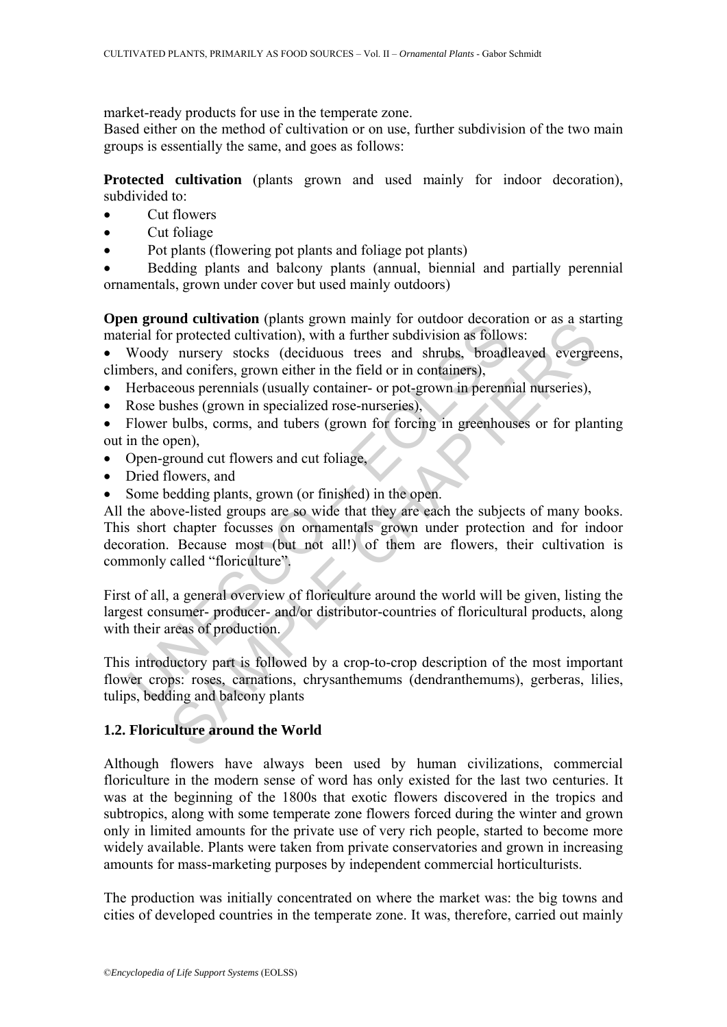market-ready products for use in the temperate zone.

Based either on the method of cultivation or on use, further subdivision of the two main groups is essentially the same, and goes as follows:

**Protected cultivation** (plants grown and used mainly for indoor decoration), subdivided to:

- Cut flowers
- Cut foliage
- Pot plants (flowering pot plants and foliage pot plants)
- Bedding plants and balcony plants (annual, biennial and partially perennial ornamentals, grown under cover but used mainly outdoors)

**Open ground cultivation** (plants grown mainly for outdoor decoration or as a starting material for protected cultivation), with a further subdivision as follows:

- Woody nursery stocks (deciduous trees and shrubs, broadleaved evergreens, climbers, and conifers, grown either in the field or in containers),
- Herbaceous perennials (usually container- or pot-grown in perennial nurseries),
- Rose bushes (grown in specialized rose-nurseries),
- Flower bulbs, corms, and tubers (grown for forcing in greenhouses or for planting out in the open),
- Open-ground cut flowers and cut foliage,
- Dried flowers, and
- Some bedding plants, grown (or finished) in the open.

All the above-listed groups are so wide that they are each the subjects of many books. This short chapter focusses on ornamentals grown under protection and for indoor decoration. Because most (but not all!) of them are flowers, their cultivation is commonly called "floriculture".

First of all, a general overview of floriculture around the world will be given, listing the largest consumer- producer- and/or distributor-countries of floricultural products, along with their areas of production.

This introductory part is followed by a crop-to-crop description of the most important flower crops: roses, carnations, chrysanthemums (dendranthemums), gerberas, lilies, tulips, bedding and balcony plants

## 1.2. Floriculture around the World

Although flowers have always been used by human civilizations, commercial floriculture in the modern sense of word has only existed for the last two centuries. It was at the beginning of the 1800s that exotic flowers discovered in the tropics and subtropics, along with some temperate zone flowers forced during the winter and grown only in limited amounts for the private use of very rich people, started to become more widely available. Plants were taken from private conservatories and grown in increasing amounts for mass-marketing purposes by independent commercial horticulturists.

The production was initially concentrated on where the market was: the big towns and cities of developed countries in the temperate zone. It was, therefore, carried out mainly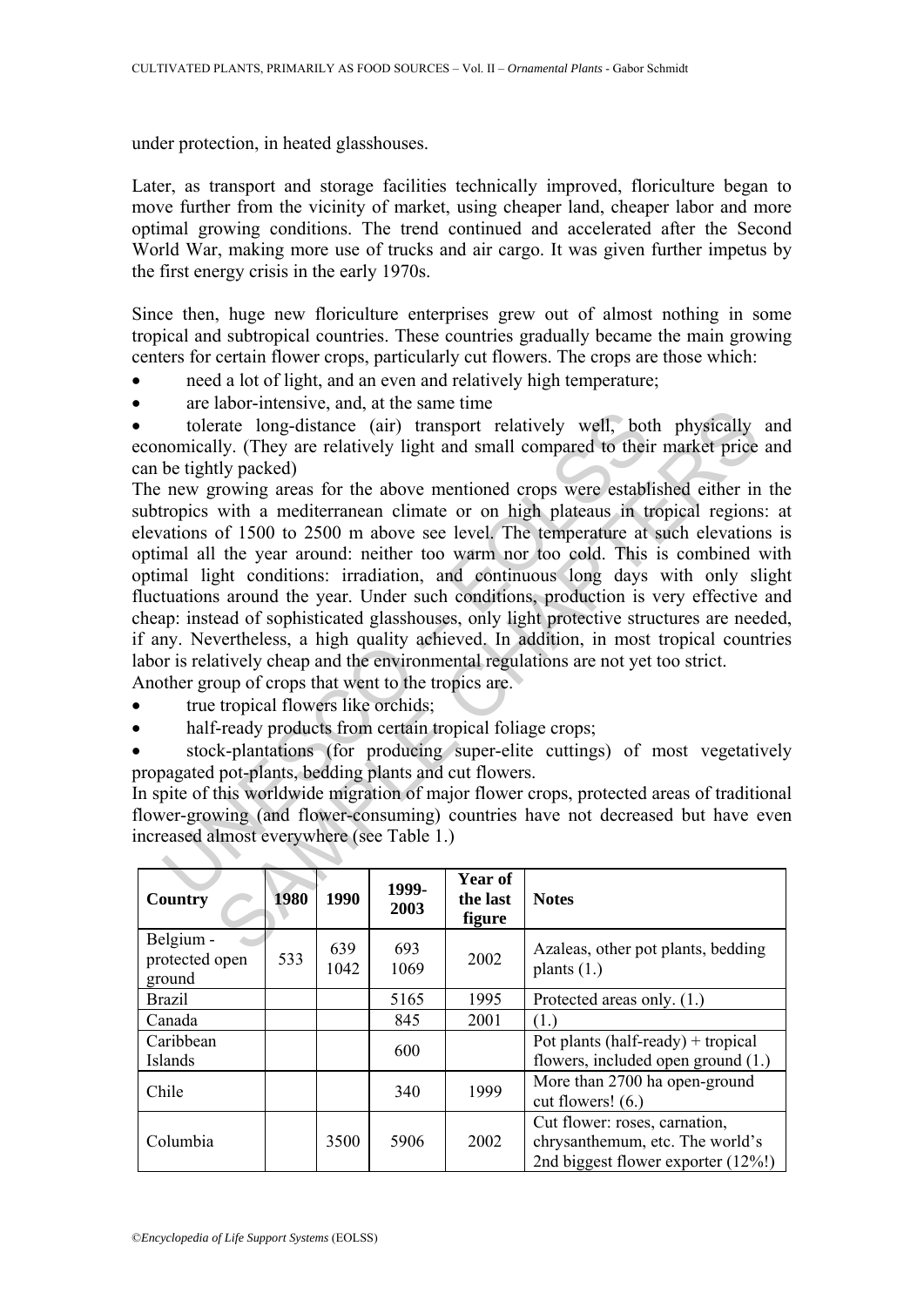under protection, in heated glasshouses.

Later, as transport and storage facilities technically improved, floriculture began to move further from the vicinity of market, using cheaper land, cheaper labor and more optimal growing conditions. The trend continued and accelerated after the Second World War, making more use of trucks and air cargo. It was given further impetus by the first energy crisis in the early 1970s.

Since then, huge new floriculture enterprises grew out of almost nothing in some tropical and subtropical countries. These countries gradually became the main growing centers for certain flower crops, particularly cut flowers. The crops are those which:

- need a lot of light, and an even and relatively high temperature;
- are labor-intensive, and, at the same time
- tolerate long-distance (air) transport relatively well, both physically and economically. (They are relatively light and small compared to their market price and can be tightly packed)

The new growing areas for the above mentioned crops were established either in the subtropics with a mediterranean climate or on high plateaus in tropical regions: at elevations of 1500 to 2500 m above see level. The temperature at such elevations is optimal all the year around: neither too warm nor too cold. This is combined with optimal light conditions: irradiation, and continuous long days with only slight fluctuations around the year. Under such conditions, production is very effective and cheap: instead of sophisticated glasshouses, only light protective structures are needed, if any. Nevertheless, a high quality achieved. In addition, in most tropical countries labor is relatively cheap and the environmental regulations are not yet too strict.

Another group of crops that went to the tropics are.

- true tropical flowers like orchids;
- half-ready products from certain tropical foliage crops;
- stock-plantations (for producing super-elite cuttings) of most vegetatively propagated pot-plants, bedding plants and cut flowers.

In spite of this worldwide migration of major flower crops, protected areas of traditional flower-growing (and flower-consuming) countries have not decreased but have even increased almost everywhere (see Table 1.)

| Country | 1980 | 1990 | 1999-2003 | Year of the last figure | Notes |
|---|---|---|---|---|---|
| Belgium - protected open ground | 533 | 639 1042 | 693 1069 | 2002 | Azaleas, other pot plants, bedding plants (1.) |
| Brazil | | | 5165 | 1995 | Protected areas only. (1.) |
| Canada | | | 845 | 2001 | (1.) |
| Caribbean Islands | | | 600 | | Pot plants (half-ready) + tropical flowers, included open ground (1.) |
| Chile | | | 340 | 1999 | More than 2700 ha open-ground cut flowers! (6.) |
| Columbia | | 3500 | 5906 | 2002 | Cut flower: roses, carnation, chrysanthemum, etc. The world's 2nd biggest flower exporter (12%!) |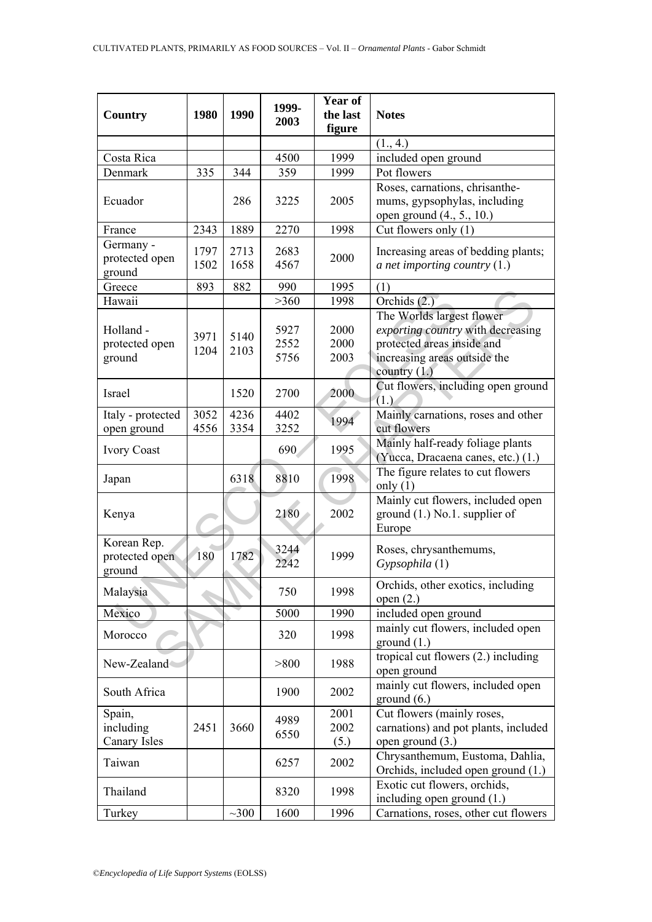| Country | 1980 | 1990 | 1999-2003 | Year of the last figure | Notes |
|---|---|---|---|---|---|
| | | | | | (1., 4.) |
| Costa Rica | | | 4500 | 1999 | included open ground |
| Denmark | 335 | 344 | 359 | 1999 | Pot flowers |
| Ecuador | | 286 | 3225 | 2005 | Roses, carnations, chrisanthe-mums, gypsophylas, including open ground (4., 5., 10.) |
| France | 2343 | 1889 | 2270 | 1998 | Cut flowers only (1) |
| Germany - protected open ground | 1797 1502 | 2713 1658 | 2683 4567 | 2000 | Increasing areas of bedding plants; *a net importing country* (1.) |
| Greece | 893 | 882 | 990 | 1995 | (1) |
| Hawaii | | | >360 | 1998 | Orchids (2.) |
| Holland - protected open ground | 3971 1204 | 5140 2103 | 5927 2552 5756 | 2000 2000 2003 | The Worlds largest flower *exporting country* with decreasing protected areas inside and increasing areas outside the country (1.) |
| Israel | | 1520 | 2700 | 2000 | Cut flowers, including open ground (1.) |
| Italy - protected open ground | 3052 4556 | 4236 3354 | 4402 3252 | 1994 | Mainly carnations, roses and other cut flowers |
| Ivory Coast | | | 690 | 1995 | Mainly half-ready foliage plants (Yucca, Dracaena canes, etc.) (1.) |
| Japan | | 6318 | 8810 | 1998 | The figure relates to cut flowers only (1) |
| Kenya | | | 2180 | 2002 | Mainly cut flowers, included open ground (1.) No.1. supplier of Europe |
| Korean Rep. protected open ground | 180 | 1782 | 3244 2242 | 1999 | Roses, chrysanthemums, *Gypsophila* (1) |
| Malaysia | | | 750 | 1998 | Orchids, other exotics, including open (2.) |
| Mexico | | | 5000 | 1990 | included open ground |
| Morocco | | | 320 | 1998 | mainly cut flowers, included open ground (1.) |
| New-Zealand | | | >800 | 1988 | tropical cut flowers (2.) including open ground |
| South Africa | | | 1900 | 2002 | mainly cut flowers, included open ground (6.) |
| Spain, including Canary Isles | 2451 | 3660 | 4989 6550 | 2001 2002 (5.) | Cut flowers (mainly roses, carnations) and pot plants, included open ground (3.) |
| Taiwan | | | 6257 | 2002 | Chrysanthemum, Eustoma, Dahlia, Orchids, included open ground (1.) |
| Thailand | | | 8320 | 1998 | Exotic cut flowers, orchids, including open ground (1.) |
| Turkey | | ~300 | 1600 | 1996 | Carnations, roses, other cut flowers |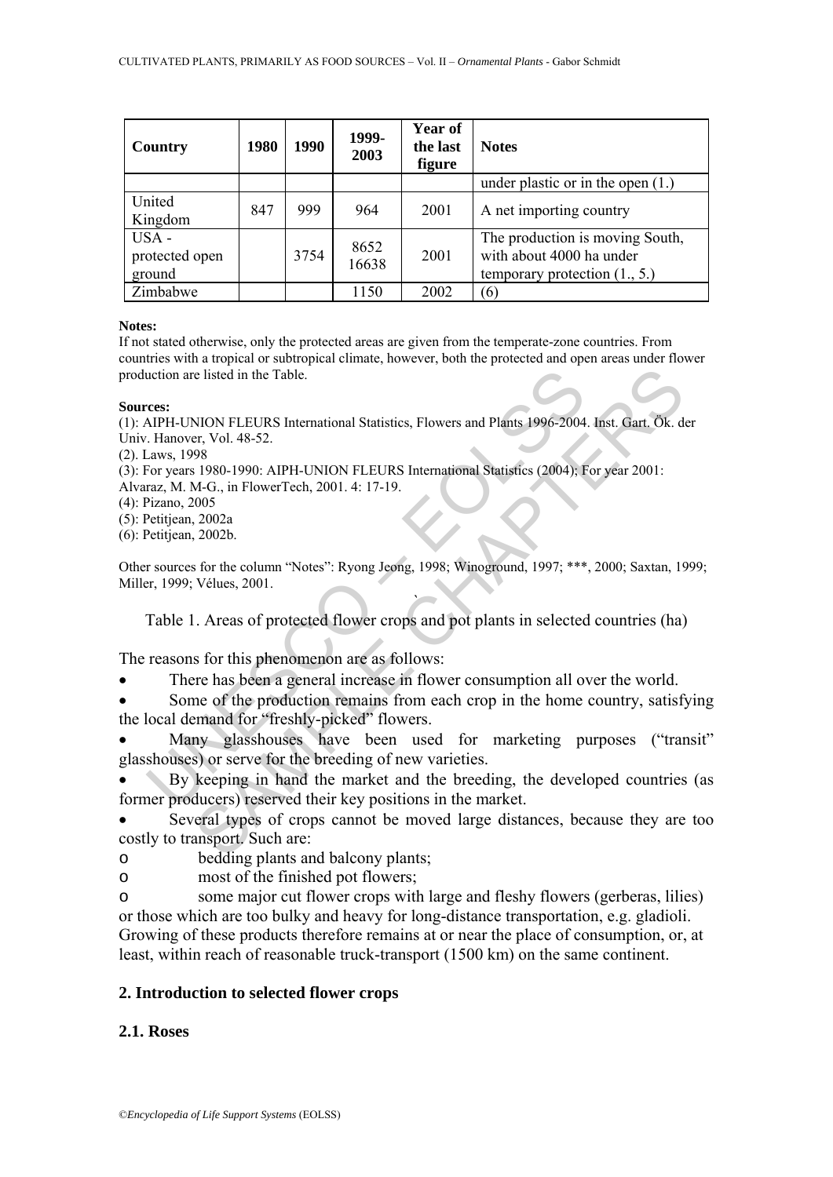| Country | 1980 | 1990 | 1999-2003 | Year of the last figure | Notes |
| --- | --- | --- | --- | --- | --- |
| | | | | | under plastic or in the open (1.) |
| United Kingdom | 847 | 999 | 964 | 2001 | A net importing country |
| USA - protected open ground | | 3754 | 8652 16638 | 2001 | The production is moving South, with about 4000 ha under temporary protection (1., 5.) |
| Zimbabwe | | | 1150 | 2002 | (6) |

**Notes:**
If not stated otherwise, only the protected areas are given from the temperate-zone countries. From countries with a tropical or subtropical climate, however, both the protected and open areas under flower production are listed in the Table.

**Sources:**
(1): AIPH-UNION FLEURS International Statistics, Flowers and Plants 1996-2004. Inst. Gart. Ök. der Univ. Hanover, Vol. 48-52.
(2). Laws, 1998
(3): For years 1980-1990: AIPH-UNION FLEURS International Statistics (2004); For year 2001: Alvaraz, M. M-G., in FlowerTech, 2001. 4: 17-19.
(4): Pizano, 2005
(5): Petitjean, 2002a
(6): Petitjean, 2002b.

Other sources for the column "Notes": Ryong Jeong, 1998; Winoground, 1997; ***, 2000; Saxtan, 1999; Miller, 1999; Vélues, 2001.

Table 1. Areas of protected flower crops and pot plants in selected countries (ha)

The reasons for this phenomenon are as follows:

- There has been a general increase in flower consumption all over the world.
- Some of the production remains from each crop in the home country, satisfying the local demand for "freshly-picked" flowers.
- Many glasshouses have been used for marketing purposes ("transit" glasshouses) or serve for the breeding of new varieties.
- By keeping in hand the market and the breeding, the developed countries (as former producers) reserved their key positions in the market.
- Several types of crops cannot be moved large distances, because they are too costly to transport. Such are:
    - bedding plants and balcony plants;
    - most of the finished pot flowers;
    - some major cut flower crops with large and fleshy flowers (gerberas, lilies) or those which are too bulky and heavy for long-distance transportation, e.g. gladioli.

Growing of these products therefore remains at or near the place of consumption, or, at least, within reach of reasonable truck-transport (1500 km) on the same continent.

## 2. Introduction to selected flower crops

### 2.1. Roses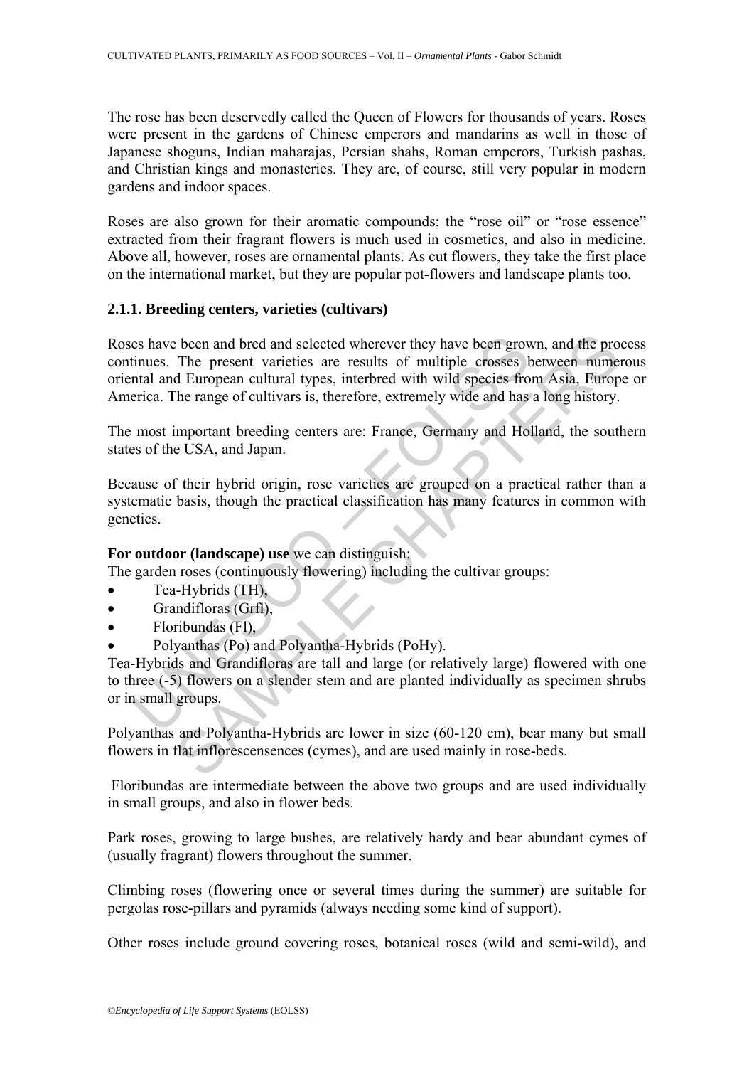The rose has been deservedly called the Queen of Flowers for thousands of years. Roses were present in the gardens of Chinese emperors and mandarins as well in those of Japanese shoguns, Indian maharajas, Persian shahs, Roman emperors, Turkish pashas, and Christian kings and monasteries. They are, of course, still very popular in modern gardens and indoor spaces.

Roses are also grown for their aromatic compounds; the "rose oil" or "rose essence" extracted from their fragrant flowers is much used in cosmetics, and also in medicine. Above all, however, roses are ornamental plants. As cut flowers, they take the first place on the international market, but they are popular pot-flowers and landscape plants too.

### 2.1.1. Breeding centers, varieties (cultivars)

Roses have been and bred and selected wherever they have been grown, and the process continues. The present varieties are results of multiple crosses between numerous oriental and European cultural types, interbred with wild species from Asia, Europe or America. The range of cultivars is, therefore, extremely wide and has a long history.

The most important breeding centers are: France, Germany and Holland, the southern states of the USA, and Japan.

Because of their hybrid origin, rose varieties are grouped on a practical rather than a systematic basis, though the practical classification has many features in common with genetics.

**For outdoor (landscape) use** we can distinguish:
The garden roses (continuously flowering) including the cultivar groups:

- Tea-Hybrids (TH),
- Grandifloras (Grfl),
- Floribundas (Fl),
- Polyanthas (Po) and Polyantha-Hybrids (PoHy).

Tea-Hybrids and Grandifloras are tall and large (or relatively large) flowered with one to three (-5) flowers on a slender stem and are planted individually as specimen shrubs or in small groups.

Polyanthas and Polyantha-Hybrids are lower in size (60-120 cm), bear many but small flowers in flat inflorescensences (cymes), and are used mainly in rose-beds.

Floribundas are intermediate between the above two groups and are used individually in small groups, and also in flower beds.

Park roses, growing to large bushes, are relatively hardy and bear abundant cymes of (usually fragrant) flowers throughout the summer.

Climbing roses (flowering once or several times during the summer) are suitable for pergolas rose-pillars and pyramids (always needing some kind of support).

Other roses include ground covering roses, botanical roses (wild and semi-wild), and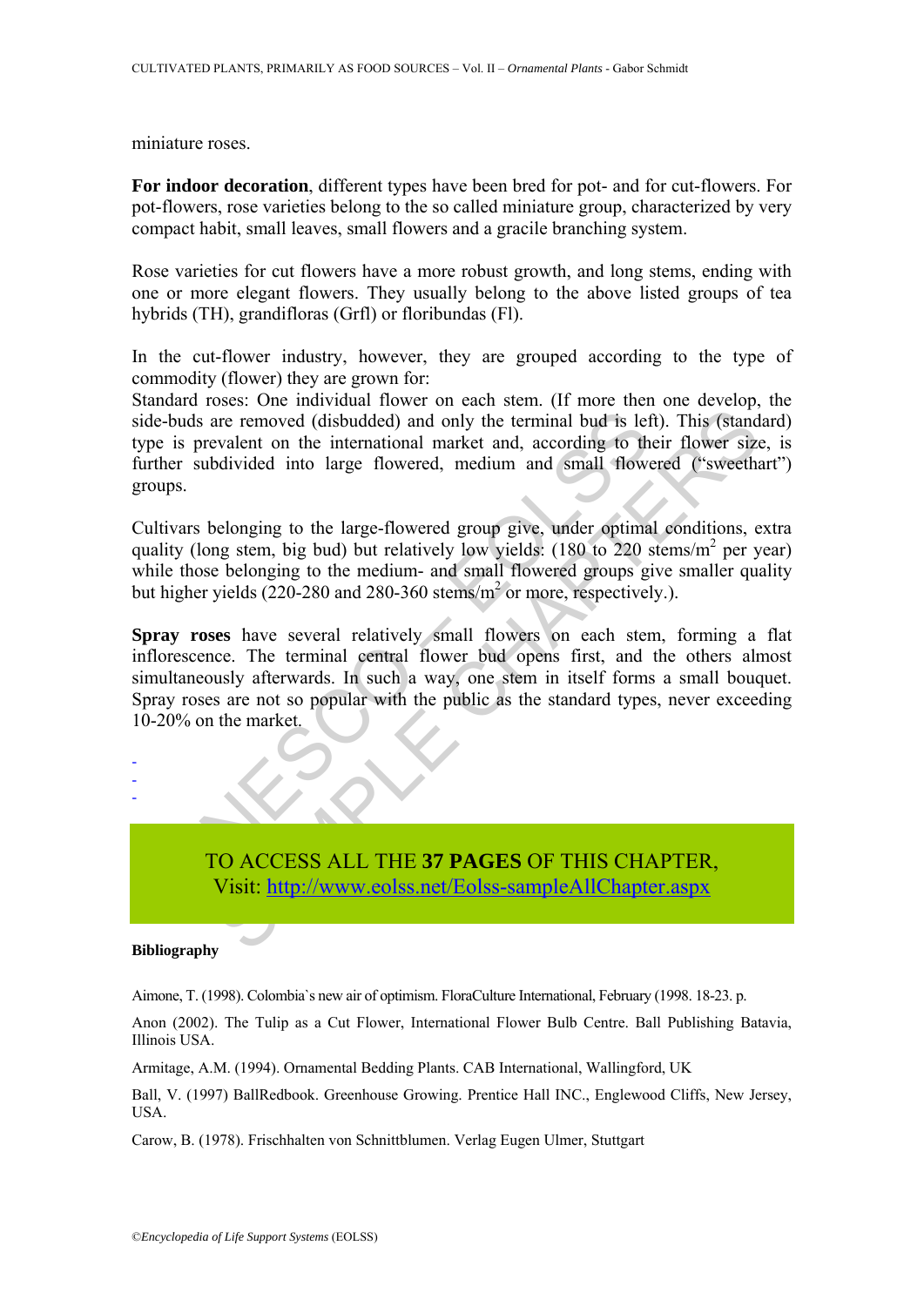miniature roses.

**For indoor decoration**, different types have been bred for pot- and for cut-flowers. For pot-flowers, rose varieties belong to the so called miniature group, characterized by very compact habit, small leaves, small flowers and a gracile branching system.

Rose varieties for cut flowers have a more robust growth, and long stems, ending with one or more elegant flowers. They usually belong to the above listed groups of tea hybrids (TH), grandifloras (Grfl) or floribundas (Fl).

In the cut-flower industry, however, they are grouped according to the type of commodity (flower) they are grown for:

Standard roses: One individual flower on each stem. (If more then one develop, the side-buds are removed (disbudded) and only the terminal bud is left). This (standard) type is prevalent on the international market and, according to their flower size, is further subdivided into large flowered, medium and small flowered ("sweethart") groups.

Cultivars belonging to the large-flowered group give, under optimal conditions, extra quality (long stem, big bud) but relatively low yields: (180 to 220 stems/$m^2$ per year) while those belonging to the medium- and small flowered groups give smaller quality but higher yields (220-280 and 280-360 stems/$m^2$ or more, respectively.).

**Spray roses** have several relatively small flowers on each stem, forming a flat inflorescence. The terminal central flower bud opens first, and the others almost simultaneously afterwards. In such a way, one stem in itself forms a small bouquet. Spray roses are not so popular with the public as the standard types, never exceeding 10-20% on the market.

-
-
-

TO ACCESS ALL THE **37 PAGES** OF THIS CHAPTER,
Visit: http://www.eolss.net/Eolss-sampleAllChapter.aspx

**Bibliography**

Aimone, T. (1998). Colombia`s new air of optimism. FloraCulture International, February (1998. 18-23. p.

Anon (2002). The Tulip as a Cut Flower, International Flower Bulb Centre. Ball Publishing Batavia, Illinois USA.

Armitage, A.M. (1994). Ornamental Bedding Plants. CAB International, Wallingford, UK

Ball, V. (1997) BallRedbook. Greenhouse Growing. Prentice Hall INC., Englewood Cliffs, New Jersey, USA.

Carow, B. (1978). Frischhalten von Schnittblumen. Verlag Eugen Ulmer, Stuttgart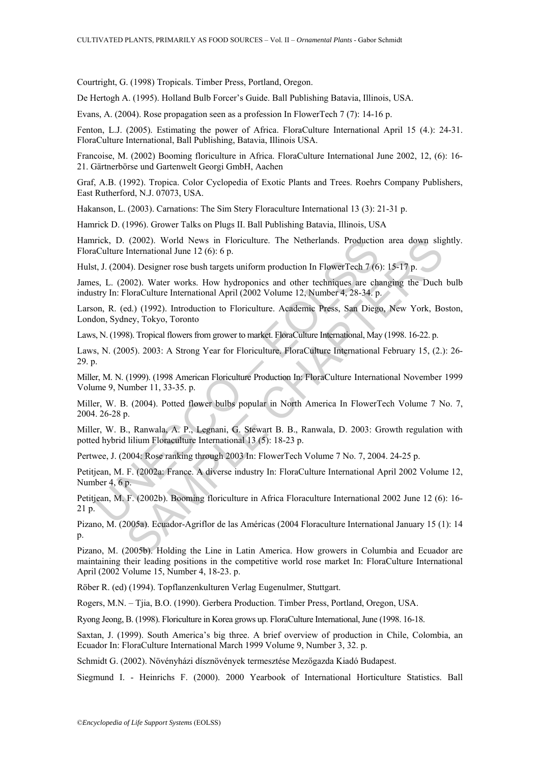Courtright, G. (1998) Tropicals. Timber Press, Portland, Oregon.

De Hertogh A. (1995). Holland Bulb Forcer's Guide. Ball Publishing Batavia, Illinois, USA.

Evans, A. (2004). Rose propagation seen as a profession In FlowerTech 7 (7): 14-16 p.

Fenton, L.J. (2005). Estimating the power of Africa. FloraCulture International April 15 (4.): 24-31. FloraCulture International, Ball Publishing, Batavia, Illinois USA.

Francoise, M. (2002) Booming floriculture in Africa. FloraCulture International June 2002, 12, (6): 16-21. Gärtnerbörse und Gartenwelt Georgi GmbH, Aachen

Graf, A.B. (1992). Tropica. Color Cyclopedia of Exotic Plants and Trees. Roehrs Company Publishers, East Rutherford, N.J. 07073, USA.

Hakanson, L. (2003). Carnations: The Sim Stery Floraculture International 13 (3): 21-31 p.

Hamrick D. (1996). Grower Talks on Plugs II. Ball Publishing Batavia, Illinois, USA

Hamrick, D. (2002). World News in Floriculture. The Netherlands. Production area down slightly. FloraCulture International June 12 (6): 6 p.

Hulst, J. (2004). Designer rose bush targets uniform production In FlowerTech 7 (6): 15-17 p.

James, L. (2002). Water works. How hydroponics and other techniques are changing the Duch bulb industry In: FloraCulture International April (2002 Volume 12, Number 4, 28-34. p.

Larson, R. (ed.) (1992). Introduction to Floriculture. Academic Press, San Diego, New York, Boston, London, Sydney, Tokyo, Toronto

Laws, N. (1998). Tropical flowers from grower to market. FloraCulture International, May (1998. 16-22. p.

Laws, N. (2005). 2003: A Strong Year for Floriculture. FloraCulture International February 15, (2.): 26-29. p.

Miller, M. N. (1999). (1998 American Floriculture Production In: FloraCulture International November 1999 Volume 9, Number 11, 33-35. p.

Miller, W. B. (2004). Potted flower bulbs popular in North America In FlowerTech Volume 7 No. 7, 2004. 26-28 p.

Miller, W. B., Ranwala, A. P., Legnani, G. Stewart B. B., Ranwala, D. 2003: Growth regulation with potted hybrid lilium Floraculture International 13 (5): 18-23 p.

Pertwee, J. (2004: Rose ranking through 2003 In: FlowerTech Volume 7 No. 7, 2004. 24-25 p.

Petitjean, M. F. (2002a: France. A diverse industry In: FloraCulture International April 2002 Volume 12, Number 4, 6 p.

Petitjean, M. F. (2002b). Booming floriculture in Africa Floraculture International 2002 June 12 (6): 16-21 p.

Pizano, M. (2005a). Ecuador-Agriflor de las Américas (2004 Floraculture International January 15 (1): 14 p.

Pizano, M. (2005b). Holding the Line in Latin America. How growers in Columbia and Ecuador are maintaining their leading positions in the competitive world rose market In: FloraCulture International April (2002 Volume 15, Number 4, 18-23. p.

Röber R. (ed) (1994). Topflanzenkulturen Verlag Eugenulmer, Stuttgart.

Rogers, M.N. – Tjia, B.O. (1990). Gerbera Production. Timber Press, Portland, Oregon, USA.

Ryong Jeong, B. (1998). Floriculture in Korea grows up. FloraCulture International, June (1998. 16-18.

Saxtan, J. (1999). South America's big three. A brief overview of production in Chile, Colombia, an Ecuador In: FloraCulture International March 1999 Volume 9, Number 3, 32. p.

Schmidt G. (2002). Növényházi dísznövények termesztése Mezőgazda Kiadó Budapest.

Siegmund I. - Heinrichs F. (2000). 2000 Yearbook of International Horticulture Statistics. Ball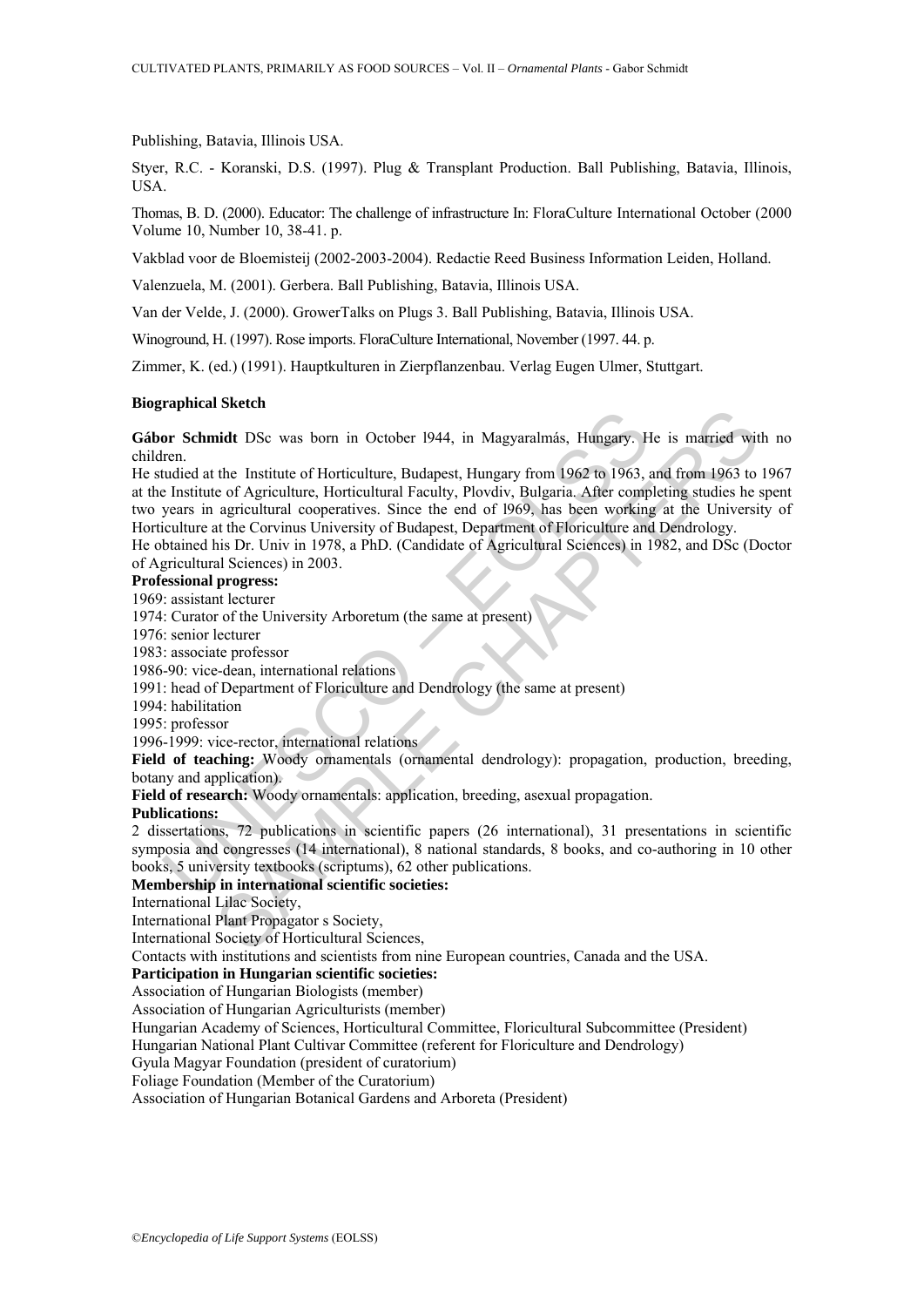Publishing, Batavia, Illinois USA.

Styer, R.C. - Koranski, D.S. (1997). Plug & Transplant Production. Ball Publishing, Batavia, Illinois, USA.

Thomas, B. D. (2000). Educator: The challenge of infrastructure In: FloraCulture International October (2000 Volume 10, Number 10, 38-41. p.

Vakblad voor de Bloemisteij (2002-2003-2004). Redactie Reed Business Information Leiden, Holland.

Valenzuela, M. (2001). Gerbera. Ball Publishing, Batavia, Illinois USA.

Van der Velde, J. (2000). GrowerTalks on Plugs 3. Ball Publishing, Batavia, Illinois USA.

Winoground, H. (1997). Rose imports. FloraCulture International, November (1997. 44. p.

Zimmer, K. (ed.) (1991). Hauptkulturen in Zierpflanzenbau. Verlag Eugen Ulmer, Stuttgart.

### Biographical Sketch

**Gábor Schmidt** DSc was born in October l944, in Magyaralmás, Hungary. He is married with no children.

He studied at the Institute of Horticulture, Budapest, Hungary from 1962 to 1963, and from 1963 to 1967 at the Institute of Agriculture, Horticultural Faculty, Plovdiv, Bulgaria. After completing studies he spent two years in agricultural cooperatives. Since the end of l969, has been working at the University of Horticulture at the Corvinus University of Budapest, Department of Floriculture and Dendrology.

He obtained his Dr. Univ in 1978, a PhD. (Candidate of Agricultural Sciences) in 1982, and DSc (Doctor of Agricultural Sciences) in 2003.

**Professional progress:**

1969: assistant lecturer

1974: Curator of the University Arboretum (the same at present)

1976: senior lecturer

1983: associate professor

1986-90: vice-dean, international relations

1991: head of Department of Floriculture and Dendrology (the same at present)

1994: habilitation

1995: professor

1996-1999: vice-rector, international relations

**Field of teaching:** Woody ornamentals (ornamental dendrology): propagation, production, breeding, botany and application).

**Field of research:** Woody ornamentals: application, breeding, asexual propagation.

**Publications:**

2 dissertations, 72 publications in scientific papers (26 international), 31 presentations in scientific symposia and congresses (14 international), 8 national standards, 8 books, and co-authoring in 10 other books, 5 university textbooks (scriptums), 62 other publications.

**Membership in international scientific societies:**

International Lilac Society,

International Plant Propagator s Society,

International Society of Horticultural Sciences,

Contacts with institutions and scientists from nine European countries, Canada and the USA.

**Participation in Hungarian scientific societies:**

Association of Hungarian Biologists (member)

Association of Hungarian Agriculturists (member)

Hungarian Academy of Sciences, Horticultural Committee, Floricultural Subcommittee (President)

Hungarian National Plant Cultivar Committee (referent for Floriculture and Dendrology)

Gyula Magyar Foundation (president of curatorium)

Foliage Foundation (Member of the Curatorium)

Association of Hungarian Botanical Gardens and Arboreta (President)